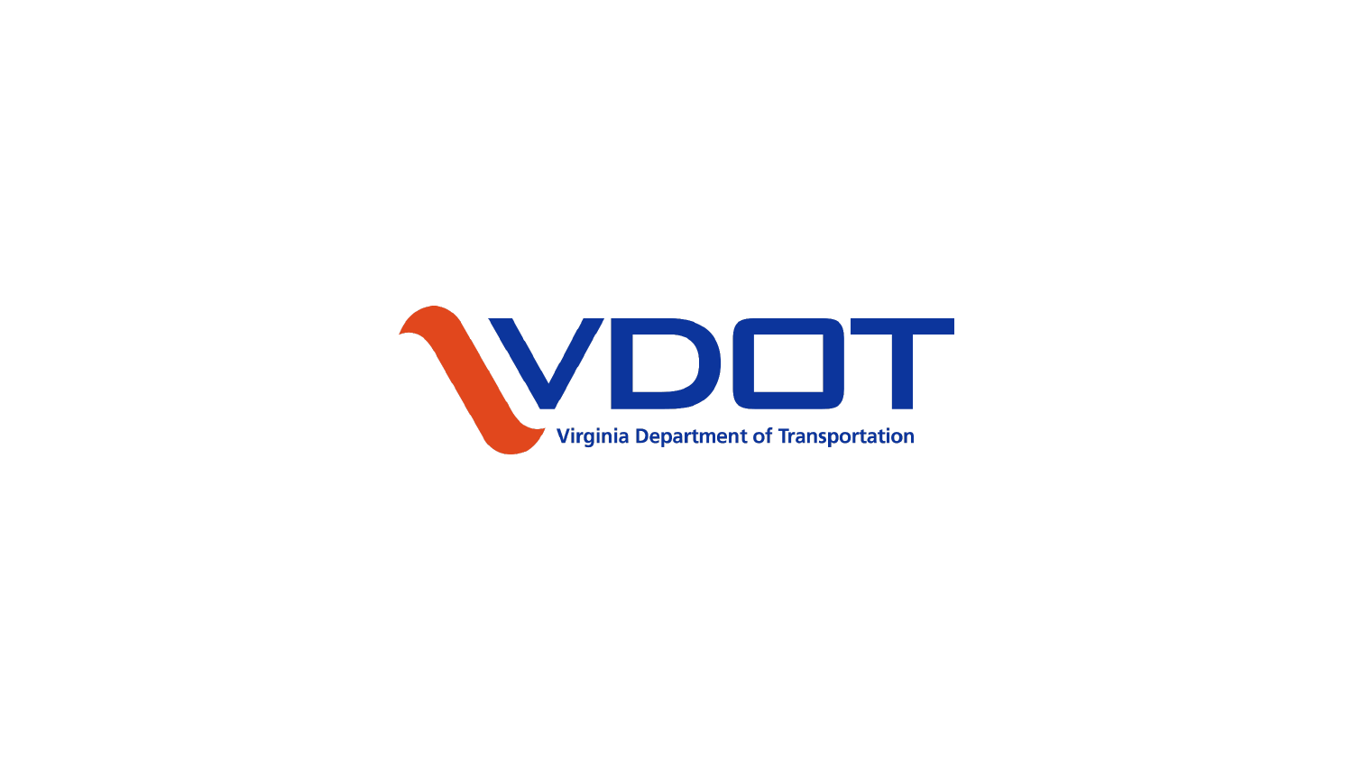# VDOT

Virginia Department of Transportation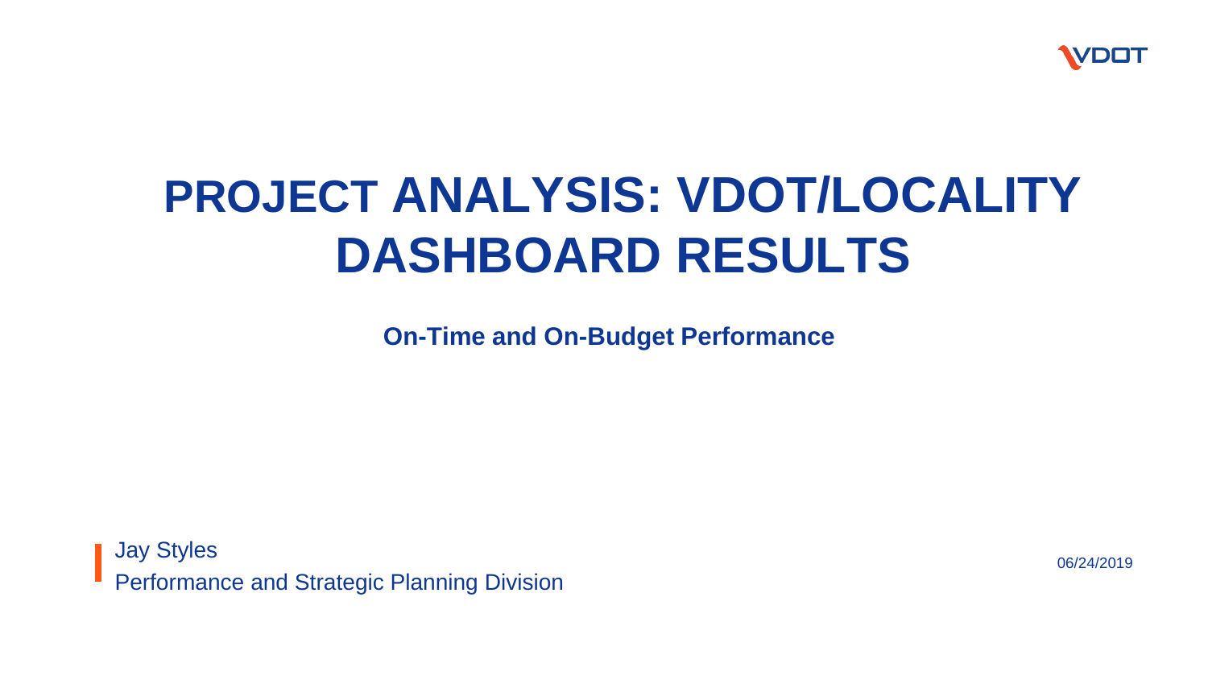# PROJECT ANALYSIS: VDOT/LOCALITY DASHBOARD RESULTS

**On-Time and On-Budget Performance**

Jay Styles
Performance and Strategic Planning Division

06/24/2019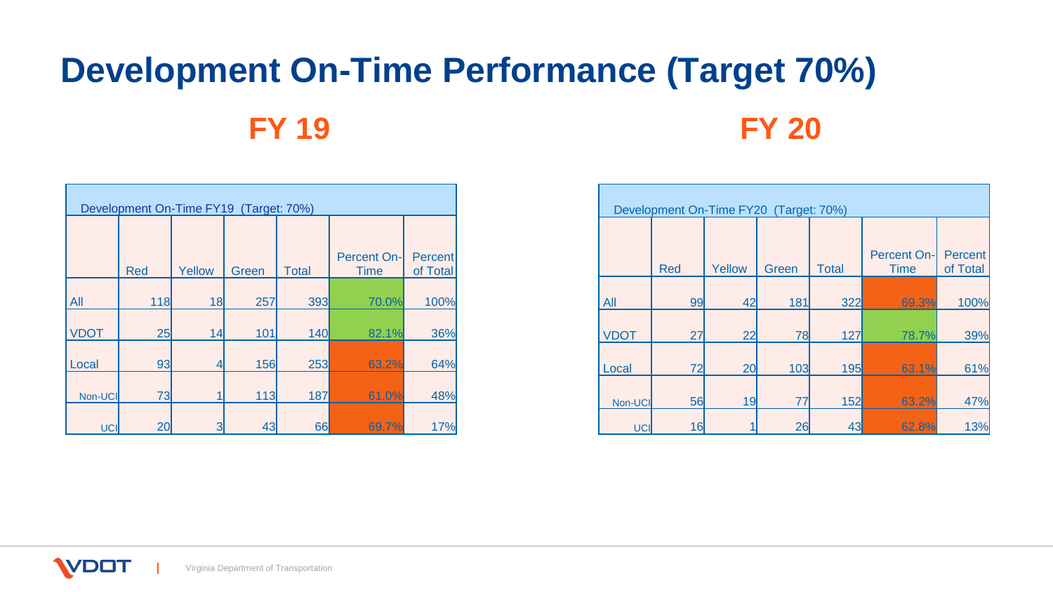# Development On-Time Performance (Target 70%)

## FY 19

| Development On-Time FY19 (Target: 70%) | | | | | | |
|---|---|---|---|---|---|---|
| | Red | Yellow | Green | Total | Percent On-Time | Percent of Total |
| All | 118 | 18 | 257 | 393 | 70.0% | 100% |
| VDOT | 25 | 14 | 101 | 140 | 82.1% | 36% |
| Local | 93 | 4 | 156 | 253 | 63.2% | 64% |
| Non-UCI | 73 | 1 | 113 | 187 | 61.0% | 48% |
| UCI | 20 | 3 | 43 | 66 | 69.7% | 17% |

## FY 20

| Development On-Time FY20 (Target: 70%) | | | | | | |
|---|---|---|---|---|---|---|
| | Red | Yellow | Green | Total | Percent On-Time | Percent of Total |
| All | 99 | 42 | 181 | 322 | 69.3% | 100% |
| VDOT | 27 | 22 | 78 | 127 | 78.7% | 39% |
| Local | 72 | 20 | 103 | 195 | 63.1% | 61% |
| Non-UCI | 56 | 19 | 77 | 152 | 63.2% | 47% |
| UCI | 16 | 1 | 26 | 43 | 62.8% | 13% |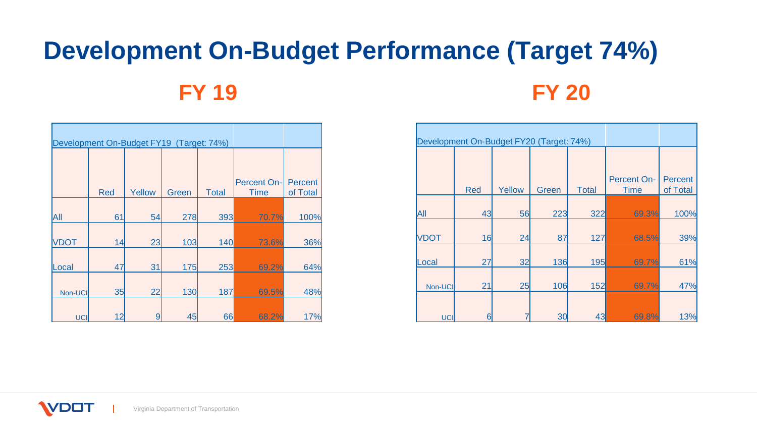# Development On-Budget Performance (Target 74%)

## FY 19

| Development On-Budget FY19 (Target: 74%) | | | | | | |
|---|---|---|---|---|---|---|
| | Red | Yellow | Green | Total | Percent On-Time | Percent of Total |
| All | 61 | 54 | 278 | 393 | 70.7% | 100% |
| VDOT | 14 | 23 | 103 | 140 | 73.6% | 36% |
| Local | 47 | 31 | 175 | 253 | 69.2% | 64% |
| Non-UCI | 35 | 22 | 130 | 187 | 69.5% | 48% |
| UCI | 12 | 9 | 45 | 66 | 68.2% | 17% |

## FY 20

| Development On-Budget FY20 (Target: 74%) | | | | | | |
|---|---|---|---|---|---|---|
| | Red | Yellow | Green | Total | Percent On-Time | Percent of Total |
| All | 43 | 56 | 223 | 322 | 69.3% | 100% |
| VDOT | 16 | 24 | 87 | 127 | 68.5% | 39% |
| Local | 27 | 32 | 136 | 195 | 69.7% | 61% |
| Non-UCI | 21 | 25 | 106 | 152 | 69.7% | 47% |
| UCI | 6 | 7 | 30 | 43 | 69.8% | 13% |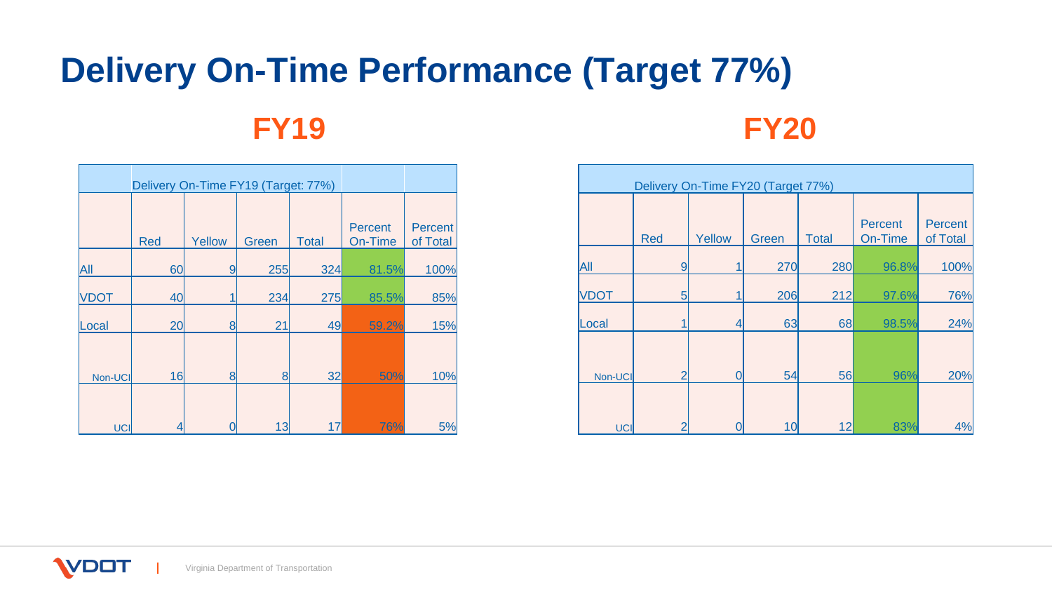# Delivery On-Time Performance (Target 77%)

## FY19

| Delivery On-Time FY19 (Target: 77%) | | | | | | |
|---|---|---|---|---|---|---|
| | Red | Yellow | Green | Total | Percent On-Time | Percent of Total |
| All | 60 | 9 | 255 | 324 | 81.5% | 100% |
| VDOT | 40 | 1 | 234 | 275 | 85.5% | 85% |
| Local | 20 | 8 | 21 | 49 | 59.2% | 15% |
| Non-UCI | 16 | 8 | 8 | 32 | 50% | 10% |
| UCI | 4 | 0 | 13 | 17 | 76% | 5% |

## FY20

| Delivery On-Time FY20 (Target 77%) | | | | | | |
|---|---|---|---|---|---|---|
| | Red | Yellow | Green | Total | Percent On-Time | Percent of Total |
| All | 9 | 1 | 270 | 280 | 96.8% | 100% |
| VDOT | 5 | 1 | 206 | 212 | 97.6% | 76% |
| Local | 1 | 4 | 63 | 68 | 98.5% | 24% |
| Non-UCI | 2 | 0 | 54 | 56 | 96% | 20% |
| UCI | 2 | 0 | 10 | 12 | 83% | 4% |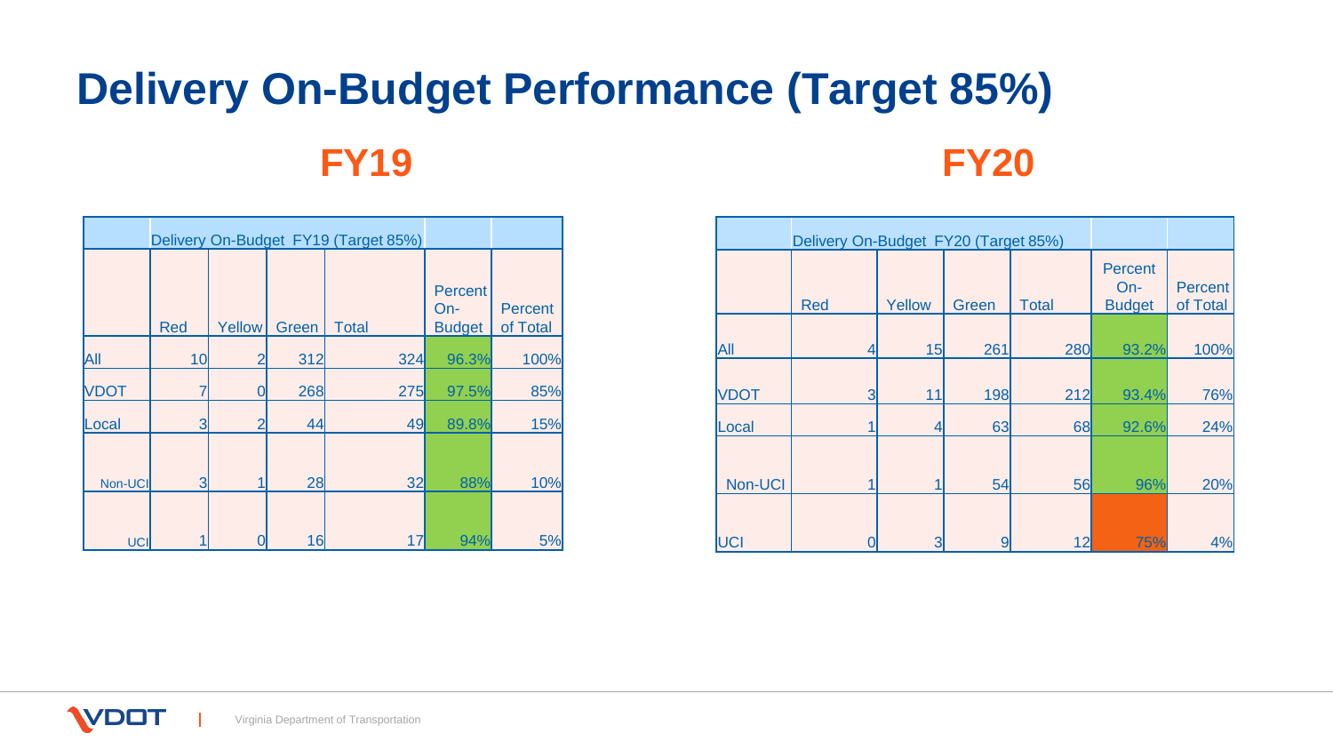# Delivery On-Budget Performance (Target 85%)

## FY19

| Delivery On-Budget FY19 (Target 85%) | | | | | | |
|---|---|---|---|---|---|---|
| | Red | Yellow | Green | Total | Percent On-Budget | Percent of Total |
| All | 10 | 2 | 312 | 324 | 96.3% | 100% |
| VDOT | 7 | 0 | 268 | 275 | 97.5% | 85% |
| Local | 3 | 2 | 44 | 49 | 89.8% | 15% |
| Non-UCI | 3 | 1 | 28 | 32 | 88% | 10% |
| UCI | 1 | 0 | 16 | 17 | 94% | 5% |

## FY20

| Delivery On-Budget FY20 (Target 85%) | | | | | | |
|---|---|---|---|---|---|---|
| | Red | Yellow | Green | Total | Percent On-Budget | Percent of Total |
| All | 4 | 15 | 261 | 280 | 93.2% | 100% |
| VDOT | 3 | 11 | 198 | 212 | 93.4% | 76% |
| Local | 1 | 4 | 63 | 68 | 92.6% | 24% |
| Non-UCI | 1 | 1 | 54 | 56 | 96% | 20% |
| UCI | 0 | 3 | 9 | 12 | 75% | 4% |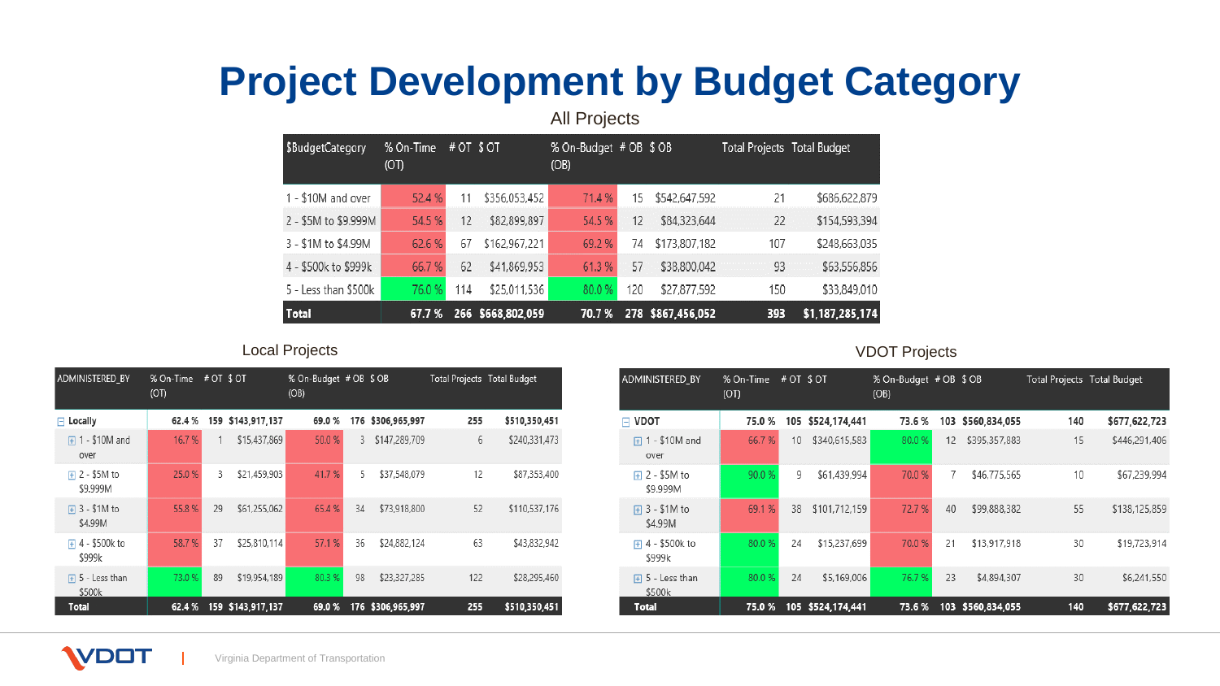# Project Development by Budget Category

## All Projects

| $BudgetCategory | % On-Time (OT) | # OT | $ OT | % On-Budget (OB) | # OB | $ OB | Total Projects | Total Budget |
|---|---|---|---|---|---|---|---|---|
| 1 - $10M and over | 52.4 % | 11 | $356,053,452 | 71.4 % | 15 | $542,647,592 | 21 | $686,622,879 |
| 2 - $5M to $9.999M | 54.5 % | 12 | $82,899,897 | 54.5 % | 12 | $84,323,644 | 22 | $154,593,394 |
| 3 - $1M to $4.99M | 62.6 % | 67 | $162,967,221 | 69.2 % | 74 | $173,807,182 | 107 | $248,663,035 |
| 4 - $500k to $999k | 66.7 % | 62 | $41,869,953 | 61.3 % | 57 | $38,800,042 | 93 | $63,556,856 |
| 5 - Less than $500k | 76.0 % | 114 | $25,011,536 | 80.0 % | 120 | $27,877,592 | 150 | $33,849,010 |
| **Total** | **67.7 %** | **266** | **$668,802,059** | **70.7 %** | **278** | **$867,456,052** | **393** | **$1,187,285,174** |

## Local Projects

| ADMINISTERED_BY | % On-Time (OT) | # OT | $ OT | % On-Budget (OB) | # OB | $ OB | Total Projects | Total Budget |
|---|---|---|---|---|---|---|---|---|
| **Locally** | **62.4 %** | **159** | **$143,917,137** | **69.0 %** | **176** | **$306,965,997** | **255** | **$510,350,451** |
| 1 - $10M and over | 16.7 % | 1 | $15,437,869 | 50.0 % | 3 | $147,289,709 | 6 | $240,331,473 |
| 2 - $5M to $9.999M | 25.0 % | 3 | $21,459,903 | 41.7 % | 5 | $37,548,079 | 12 | $87,353,400 |
| 3 - $1M to $4.99M | 55.8 % | 29 | $61,255,062 | 65.4 % | 34 | $73,918,800 | 52 | $110,537,176 |
| 4 - $500k to $999k | 58.7 % | 37 | $25,810,114 | 57.1 % | 36 | $24,882,124 | 63 | $43,832,942 |
| 5 - Less than $500k | 73.0 % | 89 | $19,954,189 | 80.3 % | 98 | $23,327,285 | 122 | $28,295,460 |
| **Total** | **62.4 %** | **159** | **$143,917,137** | **69.0 %** | **176** | **$306,965,997** | **255** | **$510,350,451** |

## VDOT Projects

| ADMINISTERED_BY | % On-Time (OT) | # OT | $ OT | % On-Budget (OB) | # OB | $ OB | Total Projects | Total Budget |
|---|---|---|---|---|---|---|---|---|
| **VDOT** | **75.0 %** | **105** | **$524,174,441** | **73.6 %** | **103** | **$560,834,055** | **140** | **$677,622,723** |
| 1 - $10M and over | 66.7 % | 10 | $340,615,583 | 80.0 % | 12 | $395,357,883 | 15 | $446,291,406 |
| 2 - $5M to $9.999M | 90.0 % | 9 | $61,439,994 | 70.0 % | 7 | $46,775,565 | 10 | $67,239,994 |
| 3 - $1M to $4.99M | 69.1 % | 38 | $101,712,159 | 72.7 % | 40 | $99,888,382 | 55 | $138,125,859 |
| 4 - $500k to $999k | 80.0 % | 24 | $15,237,699 | 70.0 % | 21 | $13,917,918 | 30 | $19,723,914 |
| 5 - Less than $500k | 80.0 % | 24 | $5,169,006 | 76.7 % | 23 | $4,894,307 | 30 | $6,241,550 |
| **Total** | **75.0 %** | **105** | **$524,174,441** | **73.6 %** | **103** | **$560,834,055** | **140** | **$677,622,723** |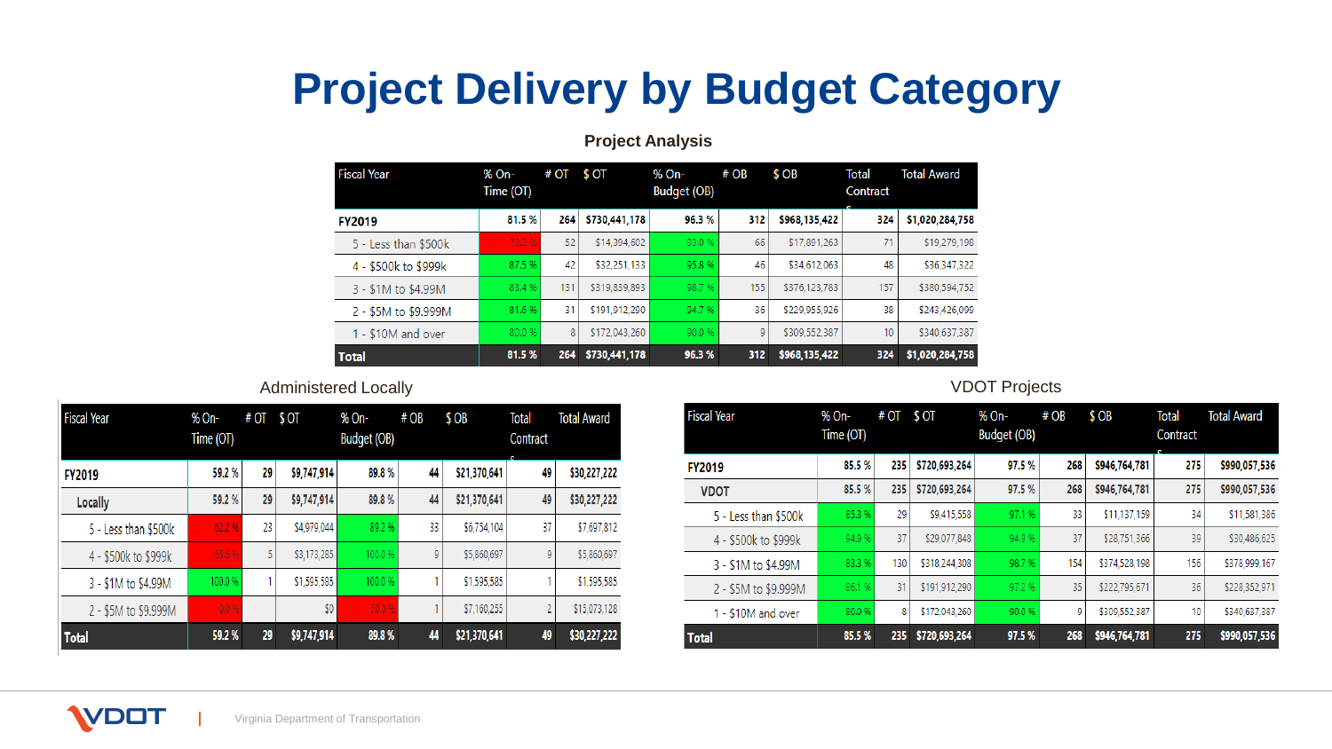# Project Delivery by Budget Category

### Project Analysis

| Fiscal Year | % On-Time (OT) | # OT | $ OT | % On-Budget (OB) | # OB | $ OB | Total Contracts | Total Award |
|---|---|---|---|---|---|---|---|---|
| **FY2019** | **81.5 %** | **264** | **$730,441,178** | **96.3 %** | **312** | **$968,135,422** | **324** | **$1,020,284,758** |
| 5 - Less than $500k | 73.2 % | 52 | $14,394,602 | 93.0 % | 66 | $17,891,263 | 71 | $19,279,198 |
| 4 - $500k to $999k | 87.5 % | 42 | $32,251,133 | 95.8 % | 46 | $34,612,063 | 48 | $36,347,322 |
| 3 - $1M to $4.99M | 83.4 % | 131 | $319,839,893 | 98.7 % | 155 | $376,123,783 | 157 | $380,594,752 |
| 2 - $5M to $9.999M | 81.6 % | 31 | $191,912,290 | 94.7 % | 36 | $229,955,926 | 38 | $243,426,099 |
| 1 - $10M and over | 80.0 % | 8 | $172,043,260 | 90.0 % | 9 | $309,552,387 | 10 | $340,637,387 |
| **Total** | **81.5 %** | **264** | **$730,441,178** | **96.3 %** | **312** | **$968,135,422** | **324** | **$1,020,284,758** |

### Administered Locally

| Fiscal Year | % On-Time (OT) | # OT | $ OT | % On-Budget (OB) | # OB | $ OB | Total Contracts | Total Award |
|---|---|---|---|---|---|---|---|---|
| **FY2019** | **59.2 %** | **29** | **$9,747,914** | **89.8 %** | **44** | **$21,370,641** | **49** | **$30,227,222** |
| **Locally** | **59.2 %** | **29** | **$9,747,914** | **89.8 %** | **44** | **$21,370,641** | **49** | **$30,227,222** |
| 5 - Less than $500k | 62.2 % | 23 | $4,979,044 | 89.2 % | 33 | $6,754,104 | 37 | $7,697,812 |
| 4 - $500k to $999k | 55.6 % | 5 | $3,173,285 | 100.0 % | 9 | $5,860,697 | 9 | $5,860,697 |
| 3 - $1M to $4.99M | 100.0 % | 1 | $1,595,585 | 100.0 % | 1 | $1,595,585 | 1 | $1,595,585 |
| 2 - $5M to $9.999M | 0.0 % | | $0 | 50.0 % | 1 | $7,160,255 | 2 | $15,073,128 |
| **Total** | **59.2 %** | **29** | **$9,747,914** | **89.8 %** | **44** | **$21,370,641** | **49** | **$30,227,222** |

### VDOT Projects

| Fiscal Year | % On-Time (OT) | # OT | $ OT | % On-Budget (OB) | # OB | $ OB | Total Contracts | Total Award |
|---|---|---|---|---|---|---|---|---|
| **FY2019** | **85.5 %** | **235** | **$720,693,264** | **97.5 %** | **268** | **$946,764,781** | **275** | **$990,057,536** |
| **VDOT** | **85.5 %** | **235** | **$720,693,264** | **97.5 %** | **268** | **$946,764,781** | **275** | **$990,057,536** |
| 5 - Less than $500k | 85.3 % | 29 | $9,415,558 | 97.1 % | 33 | $11,137,159 | 34 | $11,581,386 |
| 4 - $500k to $999k | 94.9 % | 37 | $29,077,848 | 94.9 % | 37 | $28,751,366 | 39 | $30,486,625 |
| 3 - $1M to $4.99M | 83.3 % | 130 | $318,244,308 | 98.7 % | 154 | $374,528,198 | 156 | $378,999,167 |
| 2 - $5M to $9.999M | 86.1 % | 31 | $191,912,290 | 97.2 % | 35 | $222,795,671 | 36 | $228,352,971 |
| 1 - $10M and over | 80.0 % | 8 | $172,043,260 | 90.0 % | 9 | $309,552,387 | 10 | $340,637,387 |
| **Total** | **85.5 %** | **235** | **$720,693,264** | **97.5 %** | **268** | **$946,764,781** | **275** | **$990,057,536** |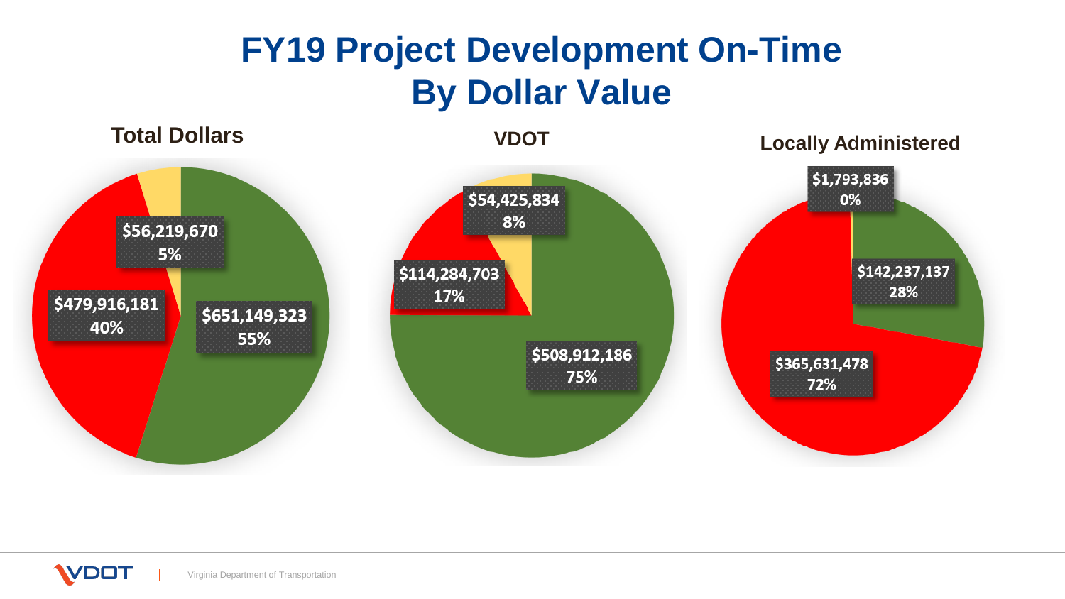# FY19 Project Development On-Time By Dollar Value

### Total Dollars

$56,219,670
5%

$479,916,181
40%

$651,149,323
55%

### VDOT

$54,425,834
8%

$114,284,703
17%

$508,912,186
75%

### Locally Administered

$1,793,836
0%

$142,237,137
28%

$365,631,478
72%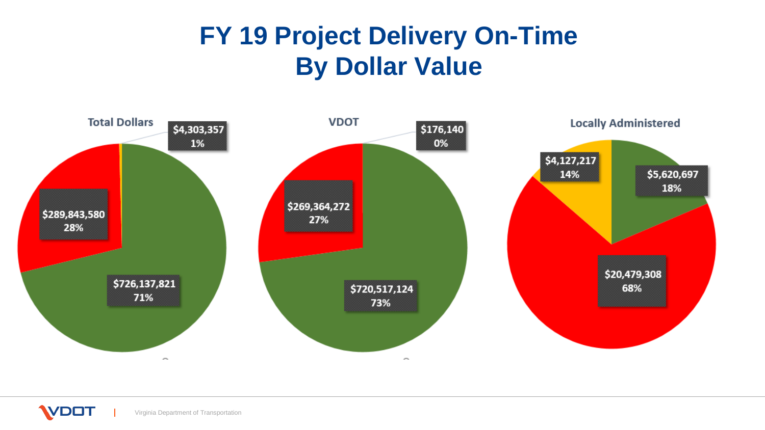# FY 19 Project Delivery On-Time By Dollar Value

Total Dollars

$4,303,357
1%

$289,843,580
28%

$726,137,821
71%

VDOT

$176,140
0%

$269,364,272
27%

$720,517,124
73%

Locally Administered

$4,127,217
14%

$5,620,697
18%

$20,479,308
68%